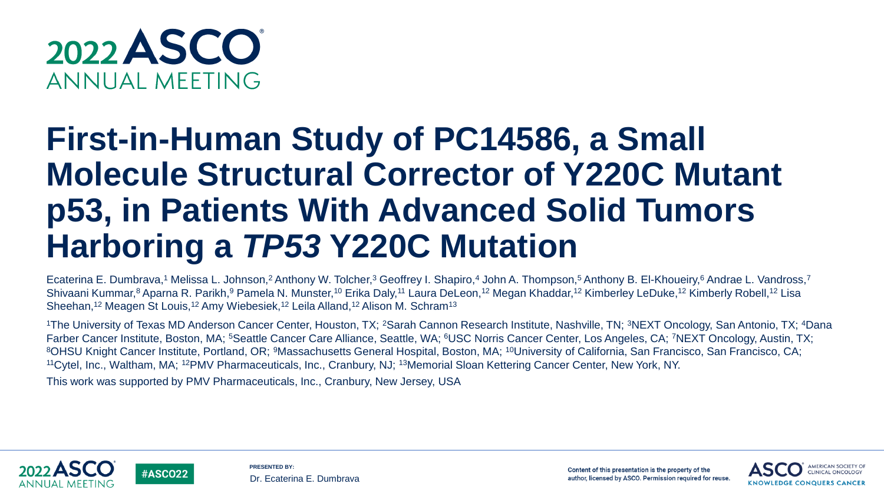# First-in-Human Study of PC14586, a Small Molecule Structural Corrector of Y220C Mutant p53, in Patients With Advanced Solid Tumors Harboring a *TP53* Y220C Mutation

Ecaterina E. Dumbrava,[1] Melissa L. Johnson,[2] Anthony W. Tolcher,[3] Geoffrey I. Shapiro,[4] John A. Thompson,[5] Anthony B. El-Khoueiry,[6] Andrae L. Vandross,[7] Shivaani Kummar,[8] Aparna R. Parikh,[9] Pamela N. Munster,[10] Erika Daly,[11] Laura DeLeon,[12] Megan Khaddar,[12] Kimberley LeDuke,[12] Kimberly Robell,[12] Lisa Sheehan,[12] Meagen St Louis,[12] Amy Wiebesiek,[12] Leila Alland,[12] Alison M. Schram[13]

[1]The University of Texas MD Anderson Cancer Center, Houston, TX; [2]Sarah Cannon Research Institute, Nashville, TN; [3]NEXT Oncology, San Antonio, TX; [4]Dana Farber Cancer Institute, Boston, MA; [5]Seattle Cancer Care Alliance, Seattle, WA; [6]USC Norris Cancer Center, Los Angeles, CA; [7]NEXT Oncology, Austin, TX; [8]OHSU Knight Cancer Institute, Portland, OR; [9]Massachusetts General Hospital, Boston, MA; [10]University of California, San Francisco, San Francisco, CA; [11]Cytel, Inc., Waltham, MA; [12]PMV Pharmaceuticals, Inc., Cranbury, NJ; [13]Memorial Sloan Kettering Cancer Center, New York, NY.

This work was supported by PMV Pharmaceuticals, Inc., Cranbury, New Jersey, USA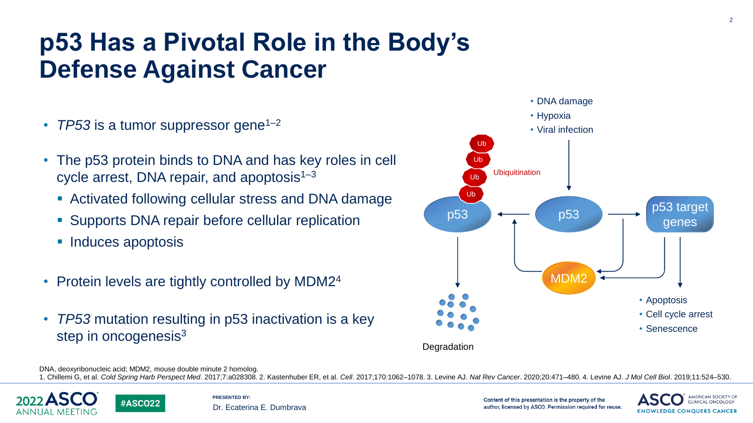# p53 Has a Pivotal Role in the Body's Defense Against Cancer

- *TP53* is a tumor suppressor gene[1–2]
- The p53 protein binds to DNA and has key roles in cell cycle arrest, DNA repair, and apoptosis[1–3]
  - Activated following cellular stress and DNA damage
  - Supports DNA repair before cellular replication
  - Induces apoptosis
- Protein levels are tightly controlled by MDM2[4]
- *TP53* mutation resulting in p53 inactivation is a key step in oncogenesis[3]

- DNA damage
- Hypoxia
- Viral infection

Ub Ub Ub Ub

Ubiquitination

p53 p53 p53 target genes

MDM2

Degradation

- Apoptosis
- Cell cycle arrest
- Senescence

DNA, deoxyribonucleic acid; MDM2, mouse double minute 2 homolog.

1. Chillemi G, et al. *Cold Spring Harb Perspect Med*. 2017;7:a028308. 2. Kastenhuber ER, et al. *Cell*. 2017;170:1062–1078. 3. Levine AJ. *Nat Rev Cancer*. 2020;20:471–480. 4. Levine AJ. *J Mol Cell Biol*. 2019;11:524–530.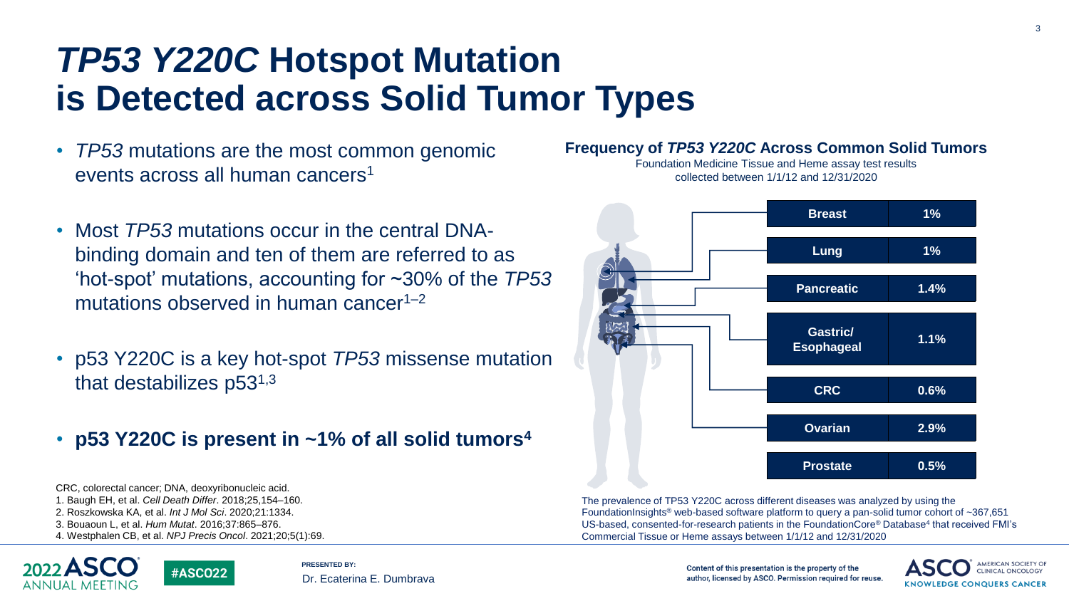# *TP53 Y220C* Hotspot Mutation is Detected across Solid Tumor Types

- *TP53* mutations are the most common genomic events across all human cancers[1]
- Most *TP53* mutations occur in the central DNA-binding domain and ten of them are referred to as 'hot-spot' mutations, accounting for ~30% of the *TP53* mutations observed in human cancer[1–2]
- p53 Y220C is a key hot-spot *TP53* missense mutation that destabilizes p53[1,3]
- **p53 Y220C is present in ~1% of all solid tumors[4]**

**Frequency of *TP53 Y220C* Across Common Solid Tumors**

Foundation Medicine Tissue and Heme assay test results collected between 1/1/12 and 12/31/2020

| Tumor type | Frequency |
| --- | --- |
| Breast | 1% |
| Lung | 1% |
| Pancreatic | 1.4% |
| Gastric/ Esophageal | 1.1% |
| CRC | 0.6% |
| Ovarian | 2.9% |
| Prostate | 0.5% |

The prevalence of TP53 Y220C across different diseases was analyzed by using the FoundationInsights® web-based software platform to query a pan-solid tumor cohort of ~367,651 US-based, consented-for-research patients in the FoundationCore® Database[4] that received FMI's Commercial Tissue or Heme assays between 1/1/12 and 12/31/2020

CRC, colorectal cancer; DNA, deoxyribonucleic acid.

1. Baugh EH, et al. *Cell Death Differ*. 2018;25,154–160.
2. Roszkowska KA, et al. *Int J Mol Sci*. 2020;21:1334.
3. Bouaoun L, et al. *Hum Mutat*. 2016;37:865–876.
4. Westphalen CB, et al. *NPJ Precis Oncol*. 2021;20;5(1):69.

PRESENTED BY: Dr. Ecaterina E. Dumbrava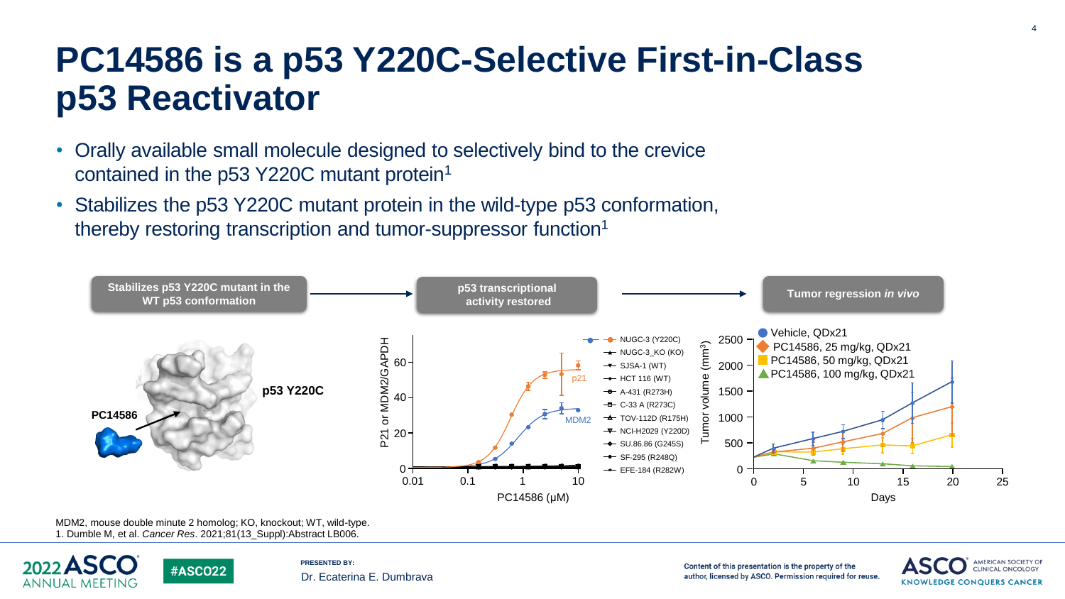# PC14586 is a p53 Y220C-Selective First-in-Class p53 Reactivator

- Orally available small molecule designed to selectively bind to the crevice contained in the p53 Y220C mutant protein[1]
- Stabilizes the p53 Y220C mutant protein in the wild-type p53 conformation, thereby restoring transcription and tumor-suppressor function[1]

**Stabilizes p53 Y220C mutant in the WT p53 conformation** → **p53 transcriptional activity restored** → **Tumor regression *in vivo***

PC14586

p53 Y220C

P21 or MDM2/GAPDH vs. PC14586 (μM): p21, MDM2

- NUGC-3 (Y220C)
- NUGC-3_KO (KO)
- SJSA-1 (WT)
- HCT 116 (WT)
- A-431 (R273H)
- C-33 A (R273C)
- TOV-112D (R175H)
- NCI-H2029 (Y220D)
- SU.86.86 (G245S)
- SF-295 (R248Q)
- EFE-184 (R282W)

Tumor volume ($mm^3$) vs. Days

- Vehicle, QDx21
- PC14586, 25 mg/kg, QDx21
- PC14586, 50 mg/kg, QDx21
- PC14586, 100 mg/kg, QDx21

MDM2, mouse double minute 2 homolog; KO, knockout; WT, wild-type.
1. Dumble M, et al. *Cancer Res*. 2021;81(13_Suppl):Abstract LB006.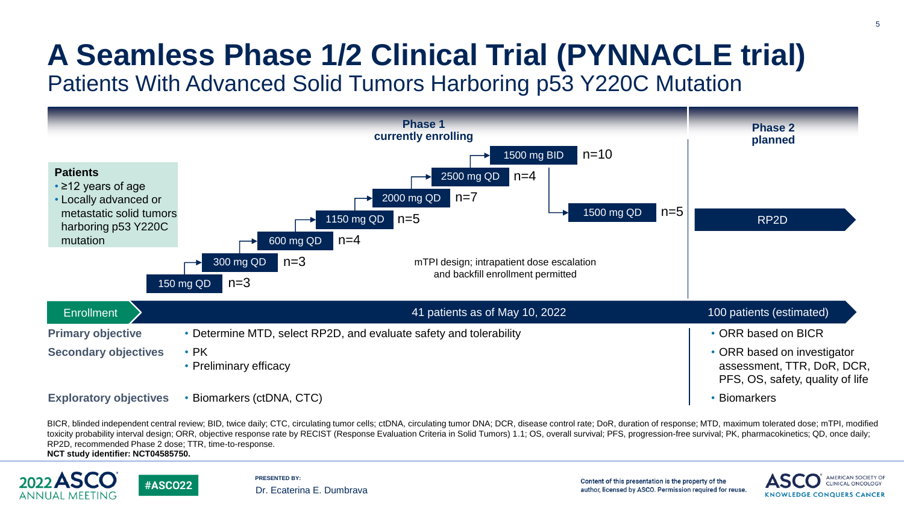# A Seamless Phase 1/2 Clinical Trial (PYNNACLE trial)

## Patients With Advanced Solid Tumors Harboring p53 Y220C Mutation

**Phase 1**
**currently enrolling**

**Patients**
- ≥12 years of age
- Locally advanced or metastatic solid tumors harboring p53 Y220C mutation

| Dose | n |
|---|---|
| 150 mg QD | n=3 |
| 300 mg QD | n=3 |
| 600 mg QD | n=4 |
| 1150 mg QD | n=5 |
| 2000 mg QD | n=7 |
| 2500 mg QD | n=4 |
| 1500 mg BID | n=10 |
| 1500 mg QD | n=5 |

mTPI design; intrapatient dose escalation and backfill enrollment permitted

**Phase 2**
**planned**

RP2D

| | Phase 1 | Phase 2 |
|---|---|---|
| Enrollment | 41 patients as of May 10, 2022 | 100 patients (estimated) |
| **Primary objective** | • Determine MTD, select RP2D, and evaluate safety and tolerability | • ORR based on BICR |
| **Secondary objectives** | • PK<br>• Preliminary efficacy | • ORR based on investigator assessment, TTR, DoR, DCR, PFS, OS, safety, quality of life |
| **Exploratory objectives** | • Biomarkers (ctDNA, CTC) | • Biomarkers |

BICR, blinded independent central review; BID, twice daily; CTC, circulating tumor cells; ctDNA, circulating tumor DNA; DCR, disease control rate; DoR, duration of response; MTD, maximum tolerated dose; mTPI, modified toxicity probability interval design; ORR, objective response rate by RECIST (Response Evaluation Criteria in Solid Tumors) 1.1; OS, overall survival; PFS, progression-free survival; PK, pharmacokinetics; QD, once daily; RP2D, recommended Phase 2 dose; TTR, time-to-response.
**NCT study identifier: NCT04585750.**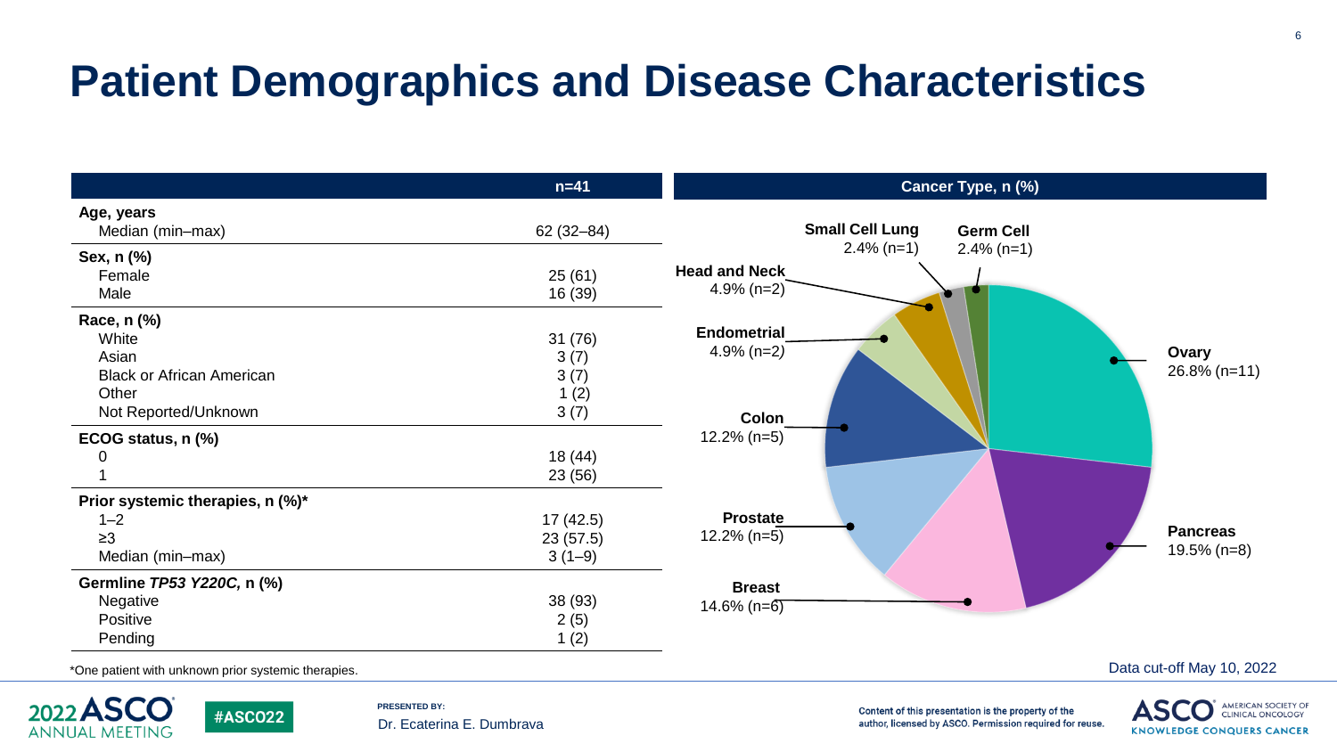# Patient Demographics and Disease Characteristics

| | n=41 |
|---|---|
| **Age, years** | |
| Median (min–max) | 62 (32–84) |
| **Sex, n (%)** | |
| Female | 25 (61) |
| Male | 16 (39) |
| **Race, n (%)** | |
| White | 31 (76) |
| Asian | 3 (7) |
| Black or African American | 3 (7) |
| Other | 1 (2) |
| Not Reported/Unknown | 3 (7) |
| **ECOG status, n (%)** | |
| 0 | 18 (44) |
| 1 | 23 (56) |
| **Prior systemic therapies, n (%)*** | |
| 1–2 | 17 (42.5) |
| ≥3 | 23 (57.5) |
| Median (min–max) | 3 (1–9) |
| **Germline *TP53 Y220C*, n (%)** | |
| Negative | 38 (93) |
| Positive | 2 (5) |
| Pending | 1 (2) |

*One patient with unknown prior systemic therapies.

**Cancer Type, n (%)**

- **Ovary** 26.8% (n=11)
- **Pancreas** 19.5% (n=8)
- **Breast** 14.6% (n=6)
- **Prostate** 12.2% (n=5)
- **Colon** 12.2% (n=5)
- **Endometrial** 4.9% (n=2)
- **Head and Neck** 4.9% (n=2)
- **Small Cell Lung** 2.4% (n=1)
- **Germ Cell** 2.4% (n=1)

Data cut-off May 10, 2022

PRESENTED BY: Dr. Ecaterina E. Dumbrava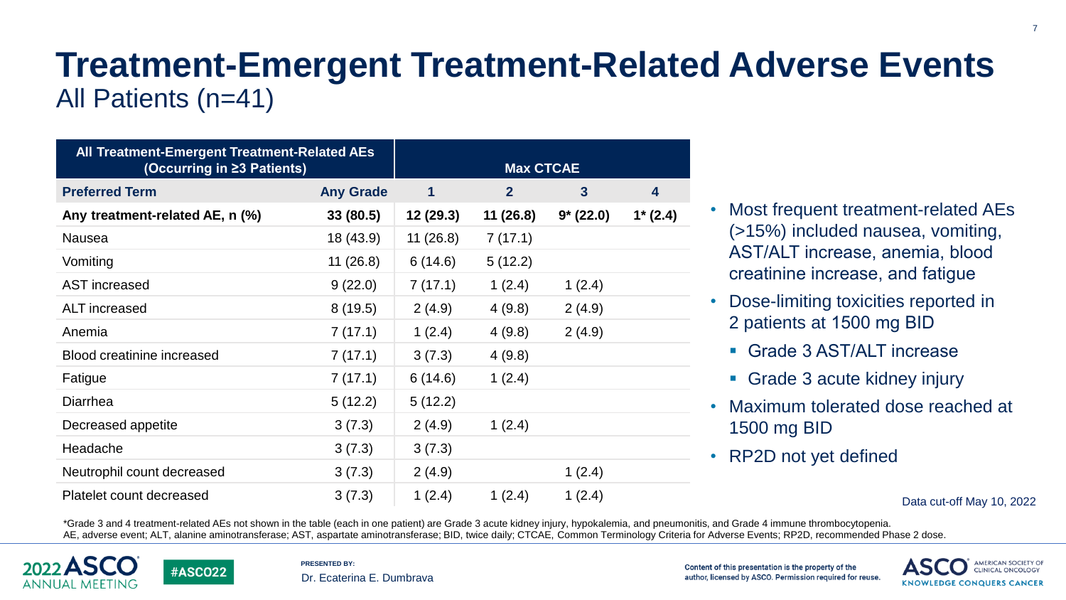# Treatment-Emergent Treatment-Related Adverse Events

All Patients (n=41)

| All Treatment-Emergent Treatment-Related AEs (Occurring in ≥3 Patients) | | Max CTCAE | | | |
|---|---|---|---|---|---|
| **Preferred Term** | **Any Grade** | **1** | **2** | **3** | **4** |
| **Any treatment-related AE, n (%)** | **33 (80.5)** | **12 (29.3)** | **11 (26.8)** | **9* (22.0)** | **1* (2.4)** |
| Nausea | 18 (43.9) | 11 (26.8) | 7 (17.1) | | |
| Vomiting | 11 (26.8) | 6 (14.6) | 5 (12.2) | | |
| AST increased | 9 (22.0) | 7 (17.1) | 1 (2.4) | 1 (2.4) | |
| ALT increased | 8 (19.5) | 2 (4.9) | 4 (9.8) | 2 (4.9) | |
| Anemia | 7 (17.1) | 1 (2.4) | 4 (9.8) | 2 (4.9) | |
| Blood creatinine increased | 7 (17.1) | 3 (7.3) | 4 (9.8) | | |
| Fatigue | 7 (17.1) | 6 (14.6) | 1 (2.4) | | |
| Diarrhea | 5 (12.2) | 5 (12.2) | | | |
| Decreased appetite | 3 (7.3) | 2 (4.9) | 1 (2.4) | | |
| Headache | 3 (7.3) | 3 (7.3) | | | |
| Neutrophil count decreased | 3 (7.3) | 2 (4.9) | | 1 (2.4) | |
| Platelet count decreased | 3 (7.3) | 1 (2.4) | 1 (2.4) | 1 (2.4) | |

- Most frequent treatment-related AEs (>15%) included nausea, vomiting, AST/ALT increase, anemia, blood creatinine increase, and fatigue
- Dose-limiting toxicities reported in 2 patients at 1500 mg BID
  - Grade 3 AST/ALT increase
  - Grade 3 acute kidney injury
- Maximum tolerated dose reached at 1500 mg BID
- RP2D not yet defined

Data cut-off May 10, 2022

*Grade 3 and 4 treatment-related AEs not shown in the table (each in one patient) are Grade 3 acute kidney injury, hypokalemia, and pneumonitis, and Grade 4 immune thrombocytopenia.
AE, adverse event; ALT, alanine aminotransferase; AST, aspartate aminotransferase; BID, twice daily; CTCAE, Common Terminology Criteria for Adverse Events; RP2D, recommended Phase 2 dose.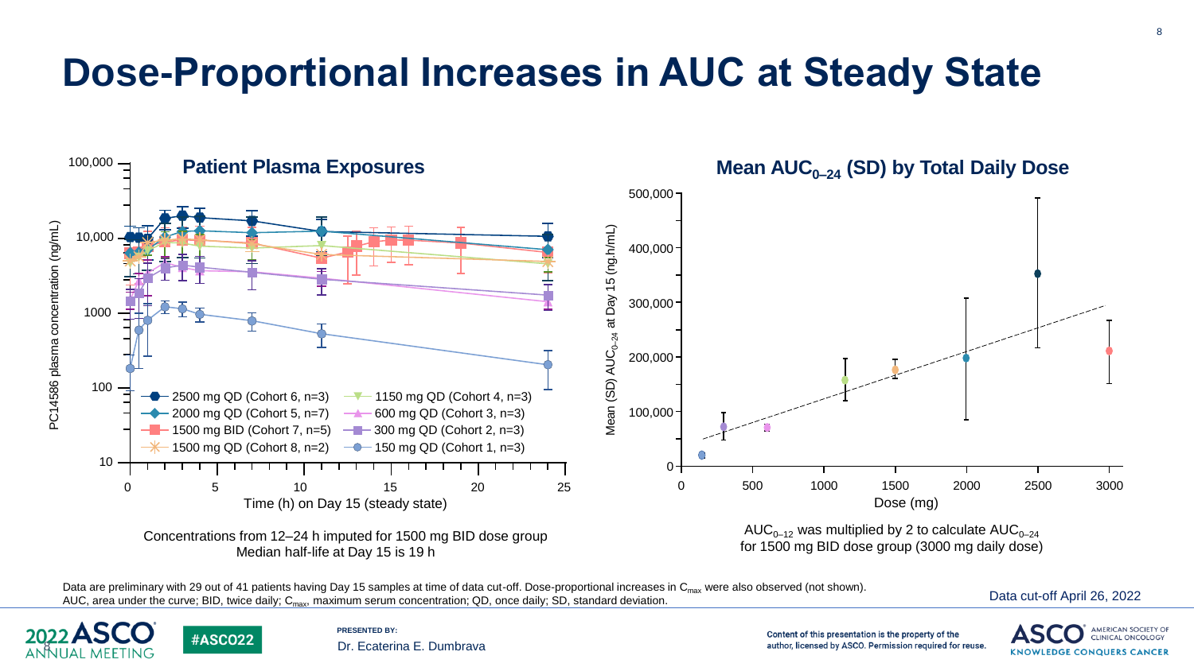# Dose-Proportional Increases in AUC at Steady State

**Patient Plasma Exposures**

PC14586 plasma concentration (ng/mL)

Time (h) on Day 15 (steady state)

- 2500 mg QD (Cohort 6, n=3)
- 2000 mg QD (Cohort 5, n=7)
- 1500 mg BID (Cohort 7, n=5)
- 1500 mg QD (Cohort 8, n=2)
- 1150 mg QD (Cohort 4, n=3)
- 600 mg QD (Cohort 3, n=3)
- 300 mg QD (Cohort 2, n=3)
- 150 mg QD (Cohort 1, n=3)

Concentrations from 12–24 h imputed for 1500 mg BID dose group
Median half-life at Day 15 is 19 h

**Mean $AUC_{0–24}$ (SD) by Total Daily Dose**

Mean (SD) $AUC_{0–24}$ at Day 15 (ng.h/mL)

Dose (mg)

$AUC_{0–12}$ was multiplied by 2 to calculate $AUC_{0–24}$ for 1500 mg BID dose group (3000 mg daily dose)

Data are preliminary with 29 out of 41 patients having Day 15 samples at time of data cut-off. Dose-proportional increases in $C_{max}$ were also observed (not shown).
AUC, area under the curve; BID, twice daily; $C_{max}$, maximum serum concentration; QD, once daily; SD, standard deviation.

Data cut-off April 26, 2022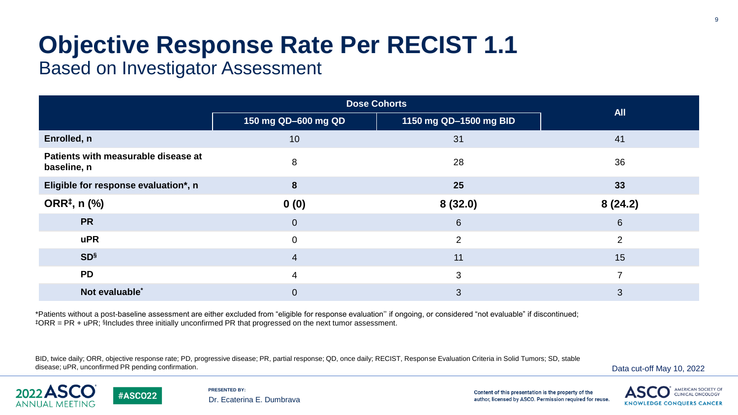# Objective Response Rate Per RECIST 1.1

## Based on Investigator Assessment

| | Dose Cohorts | | All |
|---|---|---|---|
| | 150 mg QD–600 mg QD | 1150 mg QD–1500 mg BID | |
| **Enrolled, n** | 10 | 31 | 41 |
| **Patients with measurable disease at baseline, n** | 8 | 28 | 36 |
| **Eligible for response evaluation\*, n** | **8** | **25** | **33** |
| **ORR[‡], n (%)** | **0 (0)** | **8 (32.0)** | **8 (24.2)** |
| **PR** | 0 | 6 | 6 |
| **uPR** | 0 | 2 | 2 |
| **SD[§]** | 4 | 11 | 15 |
| **PD** | 4 | 3 | 7 |
| **Not evaluable\*** | 0 | 3 | 3 |

\*Patients without a post-baseline assessment are either excluded from "eligible for response evaluation" if ongoing, or considered "not evaluable" if discontinued; ‡ORR = PR + uPR; §Includes three initially unconfirmed PR that progressed on the next tumor assessment.

BID, twice daily; ORR, objective response rate; PD, progressive disease; PR, partial response; QD, once daily; RECIST, Response Evaluation Criteria in Solid Tumors; SD, stable disease; uPR, unconfirmed PR pending confirmation.

Data cut-off May 10, 2022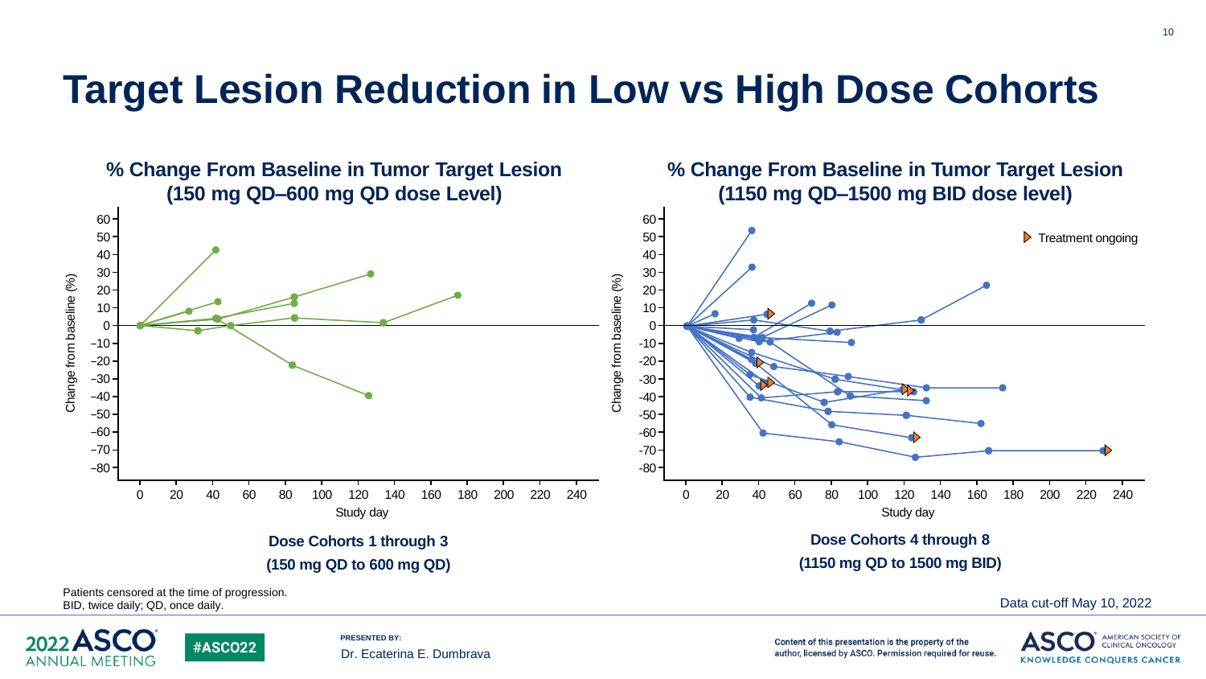# Target Lesion Reduction in Low vs High Dose Cohorts

## % Change From Baseline in Tumor Target Lesion (150 mg QD–600 mg QD dose Level)

**Dose Cohorts 1 through 3**
**(150 mg QD to 600 mg QD)**

## % Change From Baseline in Tumor Target Lesion (1150 mg QD–1500 mg BID dose level)

**Dose Cohorts 4 through 8**
**(1150 mg QD to 1500 mg BID)**

Patients censored at the time of progression.
BID, twice daily; QD, once daily.

Data cut-off May 10, 2022

PRESENTED BY: Dr. Ecaterina E. Dumbrava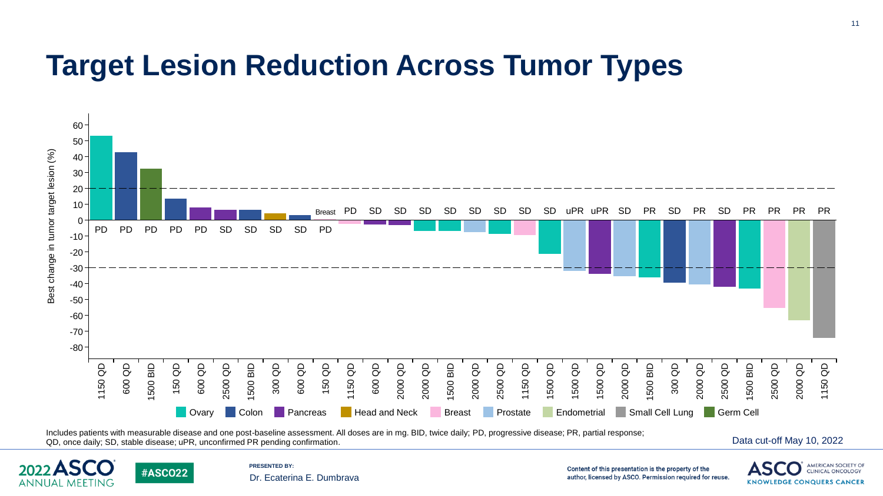# Target Lesion Reduction Across Tumor Types

Best change in tumor target lesion (%)

| Dose | Tumor type | Response | Best change (%) (approx.) |
|---|---|---|---|
| 1150 QD | Ovary | PD | 53 |
| 600 QD | Colon | PD | 43 |
| 1500 BID | Germ Cell | PD | 32 |
| 150 QD | Colon | PD | 13 |
| 600 QD | Pancreas | PD | 8 |
| 2500 QD | Pancreas | SD | 6 |
| 1500 BID | Colon | SD | 6 |
| 300 QD | Head and Neck | SD | 4 |
| 600 QD | Colon | SD | 3 |
| 150 QD | Breast | PD | 0 |
| 1150 QD | Breast | PD | -2 |
| 600 QD | Pancreas | SD | -3 |
| 2000 QD | Pancreas | SD | -3 |
| 2000 QD | Ovary | SD | -7 |
| 1500 BID | Ovary | SD | -7 |
| 2000 QD | Prostate | SD | -7 |
| 2500 QD | Ovary | SD | -9 |
| 1150 QD | Breast | SD | -9 |
| 1500 QD | Ovary | SD | -21 |
| 1500 QD | Prostate | uPR | -32 |
| 1500 QD | Pancreas | uPR | -34 |
| 2000 QD | Prostate | SD | -35 |
| 1500 BID | Ovary | PR | -36 |
| 300 QD | Colon | SD | -39 |
| 2000 QD | Prostate | PR | -40 |
| 2500 QD | Pancreas | SD | -42 |
| 1500 BID | Ovary | PR | -43 |
| 2500 QD | Breast | PR | -55 |
| 2000 QD | Endometrial | PR | -63 |
| 1150 QD | Small Cell Lung | PR | -74 |

Legend: Ovary, Colon, Pancreas, Head and Neck, Breast, Prostate, Endometrial, Small Cell Lung, Germ Cell

Includes patients with measurable disease and one post-baseline assessment. All doses are in mg. BID, twice daily; PD, progressive disease; PR, partial response; QD, once daily; SD, stable disease; uPR, unconfirmed PR pending confirmation.

Data cut-off May 10, 2022

PRESENTED BY: Dr. Ecaterina E. Dumbrava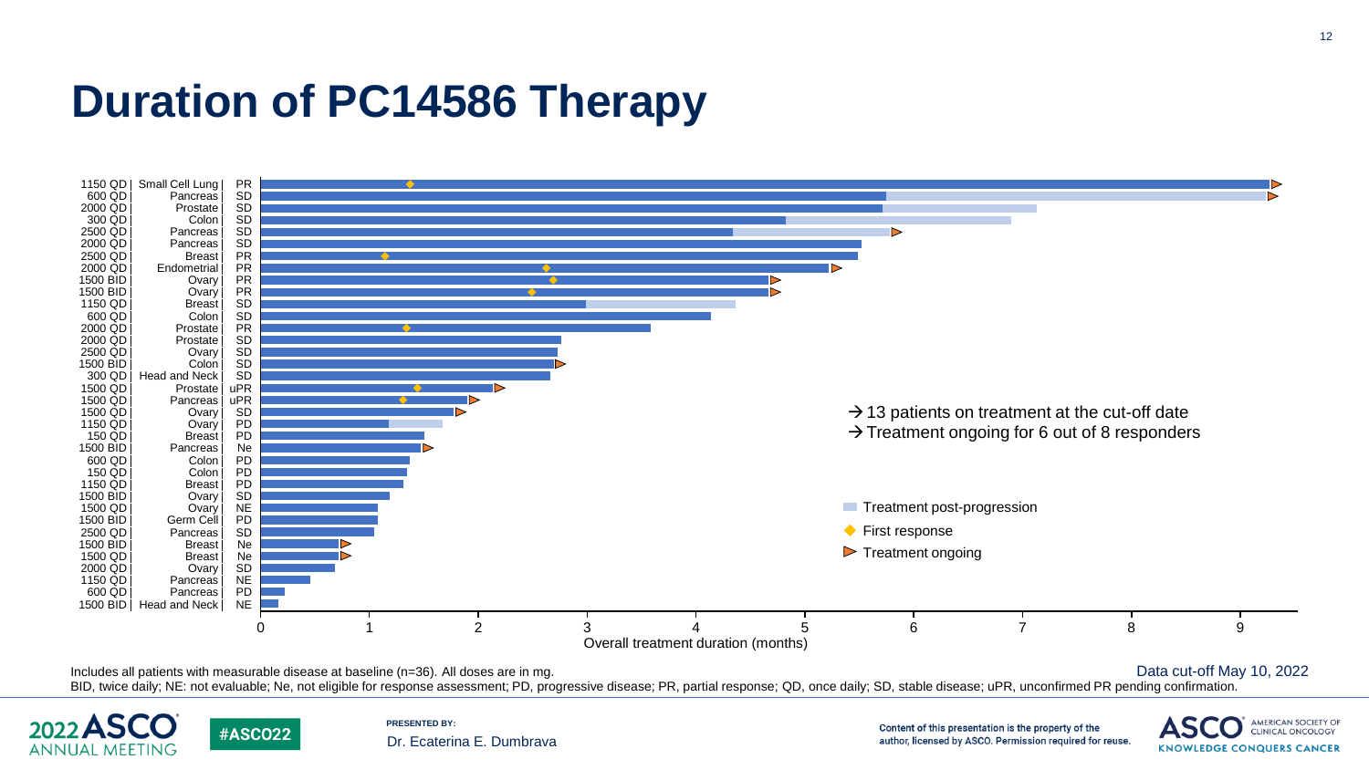# Duration of PC14586 Therapy

| Dose | Tumor type | Best response |
|---|---|---|
| 1150 QD | Small Cell Lung | PR |
| 600 QD | Pancreas | SD |
| 2000 QD | Prostate | SD |
| 300 QD | Colon | SD |
| 2500 QD | Pancreas | SD |
| 2000 QD | Pancreas | SD |
| 2500 QD | Breast | PR |
| 2000 QD | Endometrial | PR |
| 1500 BID | Ovary | PR |
| 1500 BID | Ovary | PR |
| 1150 QD | Breast | SD |
| 600 QD | Colon | SD |
| 2000 QD | Prostate | PR |
| 2000 QD | Prostate | SD |
| 2500 QD | Ovary | SD |
| 1500 BID | Colon | SD |
| 300 QD | Head and Neck | SD |
| 1500 QD | Prostate | uPR |
| 1500 QD | Pancreas | uPR |
| 1500 QD | Ovary | SD |
| 1150 QD | Ovary | PD |
| 150 QD | Breast | PD |
| 1500 BID | Pancreas | Ne |
| 600 QD | Colon | PD |
| 150 QD | Colon | PD |
| 1150 QD | Breast | PD |
| 1500 BID | Ovary | SD |
| 1500 QD | Ovary | NE |
| 1500 BID | Germ Cell | PD |
| 2500 QD | Pancreas | SD |
| 1500 BID | Breast | Ne |
| 1500 QD | Breast | Ne |
| 2000 QD | Ovary | SD |
| 1150 QD | Pancreas | NE |
| 600 QD | Pancreas | PD |
| 1500 BID | Head and Neck | NE |

Overall treatment duration (months)

→ 13 patients on treatment at the cut-off date
→ Treatment ongoing for 6 out of 8 responders

Legend: Treatment post-progression; First response; Treatment ongoing

Includes all patients with measurable disease at baseline (n=36). All doses are in mg.

Data cut-off May 10, 2022

BID, twice daily; NE: not evaluable; Ne, not eligible for response assessment; PD, progressive disease; PR, partial response; QD, once daily; SD, stable disease; uPR, unconfirmed PR pending confirmation.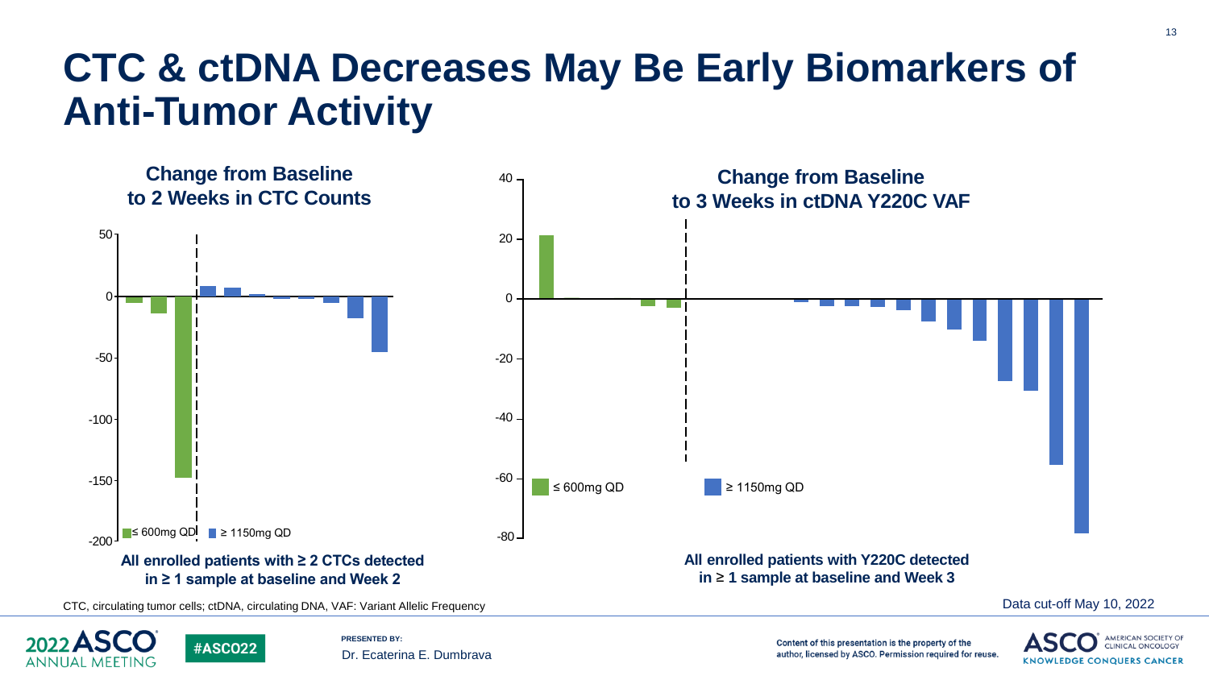# CTC & ctDNA Decreases May Be Early Biomarkers of Anti-Tumor Activity

**Change from Baseline to 2 Weeks in CTC Counts**

≤ 600mg QD | ≥ 1150mg QD

**All enrolled patients with ≥ 2 CTCs detected in ≥ 1 sample at baseline and Week 2**

**Change from Baseline to 3 Weeks in ctDNA Y220C VAF**

≤ 600mg QD | ≥ 1150mg QD

**All enrolled patients with Y220C detected in ≥ 1 sample at baseline and Week 3**

CTC, circulating tumor cells; ctDNA, circulating DNA, VAF: Variant Allelic Frequency

Data cut-off May 10, 2022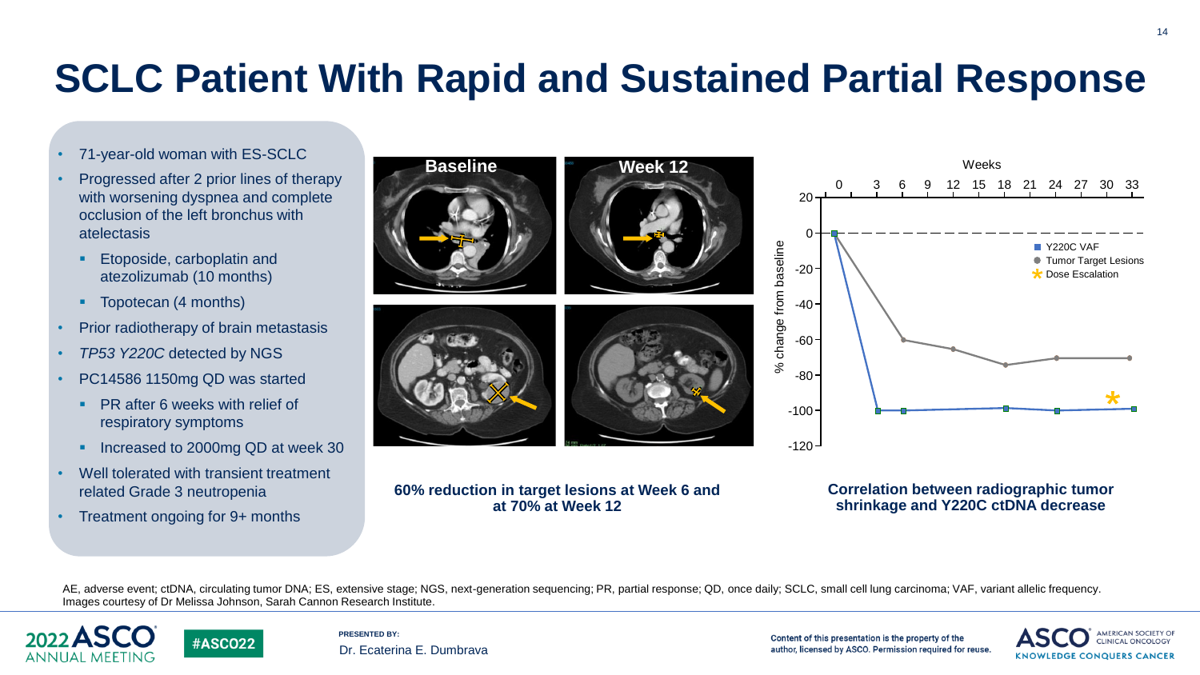# SCLC Patient With Rapid and Sustained Partial Response

- 71-year-old woman with ES-SCLC
- Progressed after 2 prior lines of therapy with worsening dyspnea and complete occlusion of the left bronchus with atelectasis
  - Etoposide, carboplatin and atezolizumab (10 months)
  - Topotecan (4 months)
- Prior radiotherapy of brain metastasis
- *TP53 Y220C* detected by NGS
- PC14586 1150mg QD was started
  - PR after 6 weeks with relief of respiratory symptoms
  - Increased to 2000mg QD at week 30
- Well tolerated with transient treatment related Grade 3 neutropenia
- Treatment ongoing for 9+ months

Baseline | Week 12

**60% reduction in target lesions at Week 6 and at 70% at Week 12**

Weeks: 0, 3, 6, 9, 12, 15, 18, 21, 24, 27, 30, 33

% change from baseline: 20, 0, -20, -40, -60, -80, -100, -120

Y220C VAF | Tumor Target Lesions | * Dose Escalation

**Correlation between radiographic tumor shrinkage and Y220C ctDNA decrease**

AE, adverse event; ctDNA, circulating tumor DNA; ES, extensive stage; NGS, next-generation sequencing; PR, partial response; QD, once daily; SCLC, small cell lung carcinoma; VAF, variant allelic frequency.
Images courtesy of Dr Melissa Johnson, Sarah Cannon Research Institute.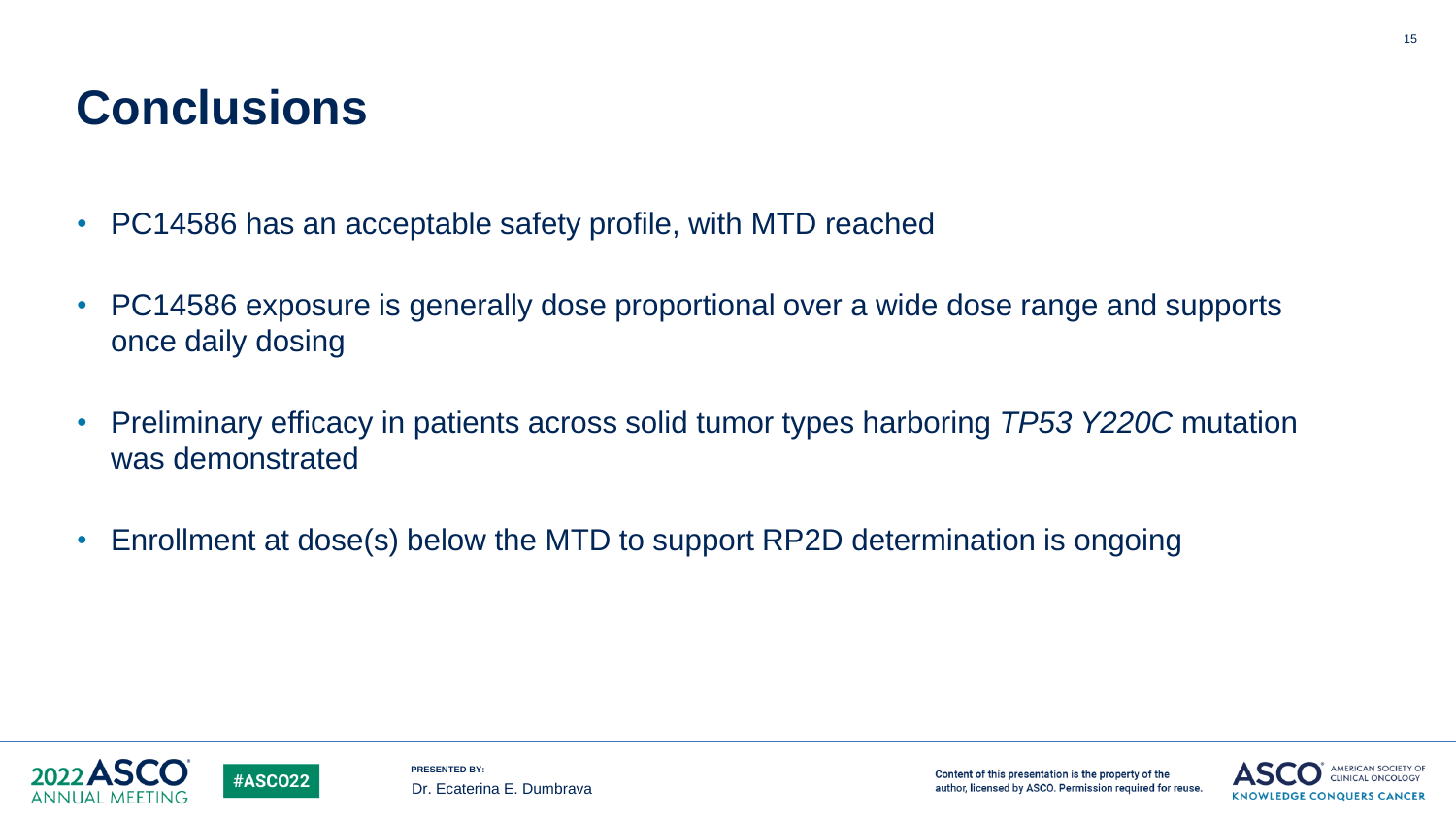# Conclusions

- PC14586 has an acceptable safety profile, with MTD reached
- PC14586 exposure is generally dose proportional over a wide dose range and supports once daily dosing
- Preliminary efficacy in patients across solid tumor types harboring *TP53 Y220C* mutation was demonstrated
- Enrollment at dose(s) below the MTD to support RP2D determination is ongoing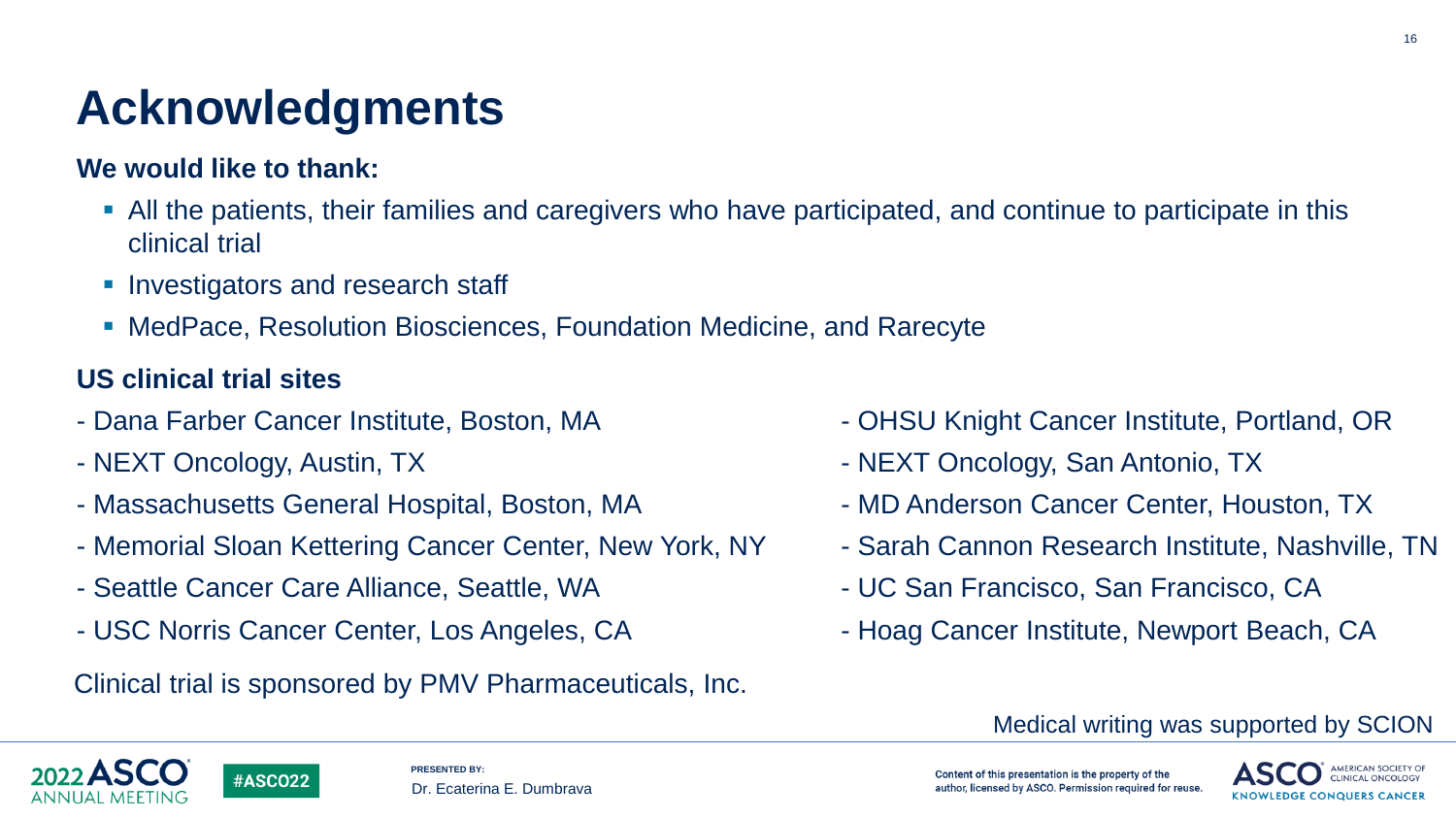# Acknowledgments

**We would like to thank:**

- All the patients, their families and caregivers who have participated, and continue to participate in this clinical trial
- Investigators and research staff
- MedPace, Resolution Biosciences, Foundation Medicine, and Rarecyte

**US clinical trial sites**

- Dana Farber Cancer Institute, Boston, MA
- NEXT Oncology, Austin, TX
- Massachusetts General Hospital, Boston, MA
- Memorial Sloan Kettering Cancer Center, New York, NY
- Seattle Cancer Care Alliance, Seattle, WA
- USC Norris Cancer Center, Los Angeles, CA
- OHSU Knight Cancer Institute, Portland, OR
- NEXT Oncology, San Antonio, TX
- MD Anderson Cancer Center, Houston, TX
- Sarah Cannon Research Institute, Nashville, TN
- UC San Francisco, San Francisco, CA
- Hoag Cancer Institute, Newport Beach, CA

Clinical trial is sponsored by PMV Pharmaceuticals, Inc.

Medical writing was supported by SCION

PRESENTED BY: Dr. Ecaterina E. Dumbrava